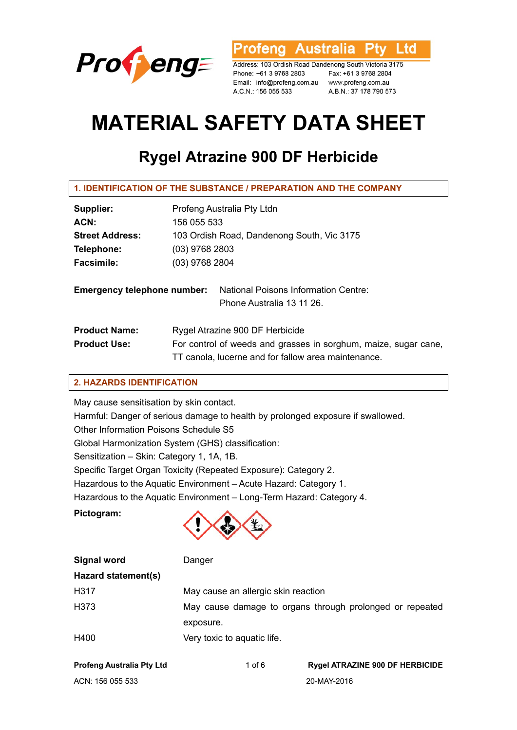Profeng

**Profeng Australia Pty Ltd**

Address: 103 Ordish Road Dandenong South Victoria 3175
Phone: +61 3 9768 2803 Fax: +61 3 9768 2804
Email: info@profeng.com.au www.profeng.com.au
A.C.N.: 156 055 533 A.B.N.: 37 178 790 573

# MATERIAL SAFETY DATA SHEET

## Rygel Atrazine 900 DF Herbicide

### 1. IDENTIFICATION OF THE SUBSTANCE / PREPARATION AND THE COMPANY

**Supplier:** Profeng Australia Pty Ltdn
**ACN:** 156 055 533
**Street Address:** 103 Ordish Road, Dandenong South, Vic 3175
**Telephone:** (03) 9768 2803
**Facsimile:** (03) 9768 2804

**Emergency telephone number:** National Poisons Information Centre:
Phone Australia 13 11 26.

**Product Name:** Rygel Atrazine 900 DF Herbicide
**Product Use:** For control of weeds and grasses in sorghum, maize, sugar cane, TT canola, lucerne and for fallow area maintenance.

### 2. HAZARDS IDENTIFICATION

May cause sensitisation by skin contact.
Harmful: Danger of serious damage to health by prolonged exposure if swallowed.
Other Information Poisons Schedule S5
Global Harmonization System (GHS) classification:
Sensitization – Skin: Category 1, 1A, 1B.
Specific Target Organ Toxicity (Repeated Exposure): Category 2.
Hazardous to the Aquatic Environment – Acute Hazard: Category 1.
Hazardous to the Aquatic Environment – Long-Term Hazard: Category 4.

**Pictogram:**

**Signal word** Danger

**Hazard statement(s)**

| | |
|---|---|
| H317 | May cause an allergic skin reaction |
| H373 | May cause damage to organs through prolonged or repeated exposure. |
| H400 | Very toxic to aquatic life. |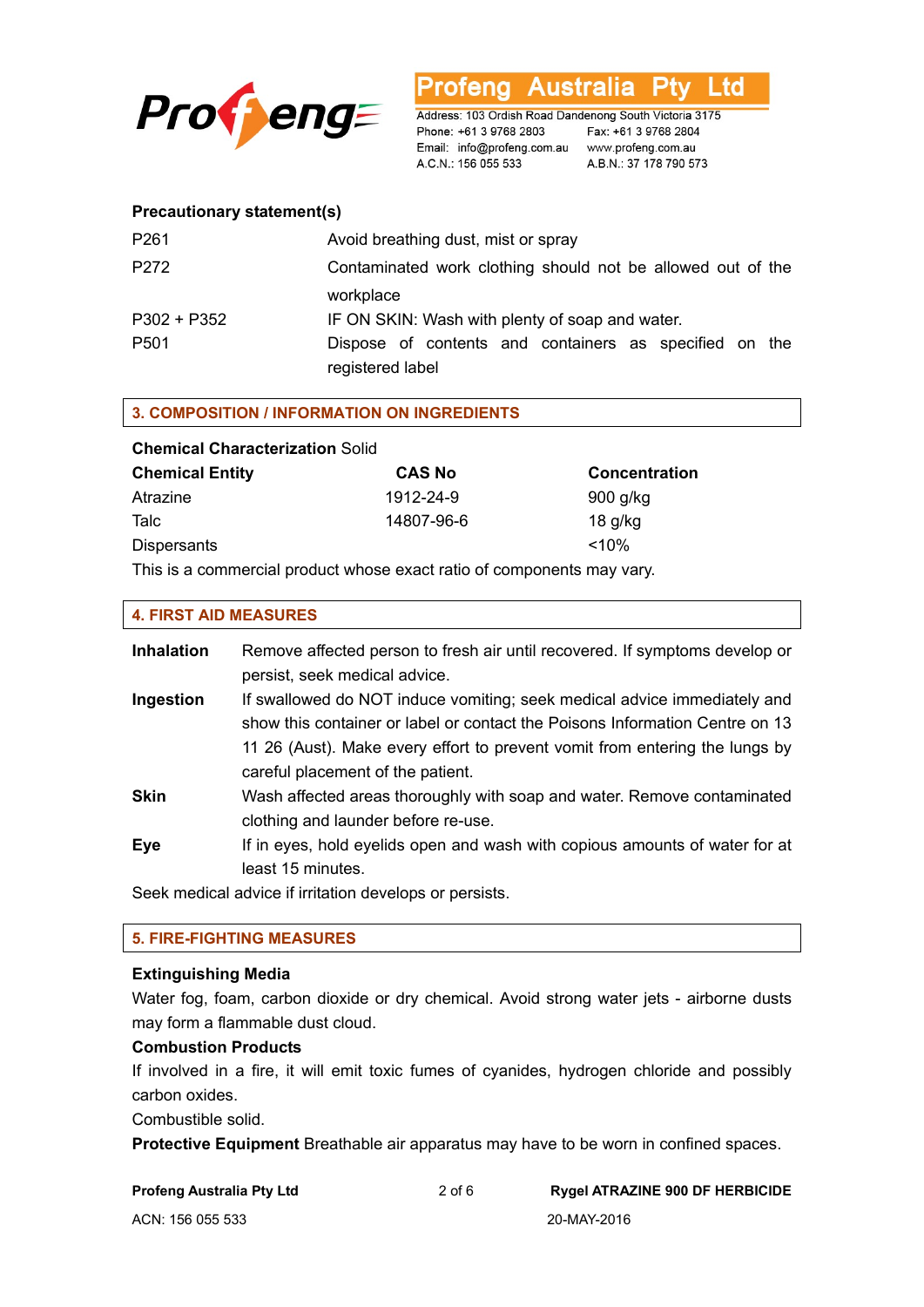**Precautionary statement(s)**

| | |
|---|---|
| P261 | Avoid breathing dust, mist or spray |
| P272 | Contaminated work clothing should not be allowed out of the workplace |
| P302 + P352 | IF ON SKIN: Wash with plenty of soap and water. |
| P501 | Dispose of contents and containers as specified on the registered label |

## 3. COMPOSITION / INFORMATION ON INGREDIENTS

**Chemical Characterization** Solid

| Chemical Entity | CAS No | Concentration |
|---|---|---|
| Atrazine | 1912-24-9 | 900 g/kg |
| Talc | 14807-96-6 | 18 g/kg |
| Dispersants | | <10% |

This is a commercial product whose exact ratio of components may vary.

## 4. FIRST AID MEASURES

**Inhalation** Remove affected person to fresh air until recovered. If symptoms develop or persist, seek medical advice.

**Ingestion** If swallowed do NOT induce vomiting; seek medical advice immediately and show this container or label or contact the Poisons Information Centre on 13 11 26 (Aust). Make every effort to prevent vomit from entering the lungs by careful placement of the patient.

**Skin** Wash affected areas thoroughly with soap and water. Remove contaminated clothing and launder before re-use.

**Eye** If in eyes, hold eyelids open and wash with copious amounts of water for at least 15 minutes.

Seek medical advice if irritation develops or persists.

## 5. FIRE-FIGHTING MEASURES

**Extinguishing Media**

Water fog, foam, carbon dioxide or dry chemical. Avoid strong water jets - airborne dusts may form a flammable dust cloud.

**Combustion Products**

If involved in a fire, it will emit toxic fumes of cyanides, hydrogen chloride and possibly carbon oxides.

Combustible solid.

**Protective Equipment** Breathable air apparatus may have to be worn in confined spaces.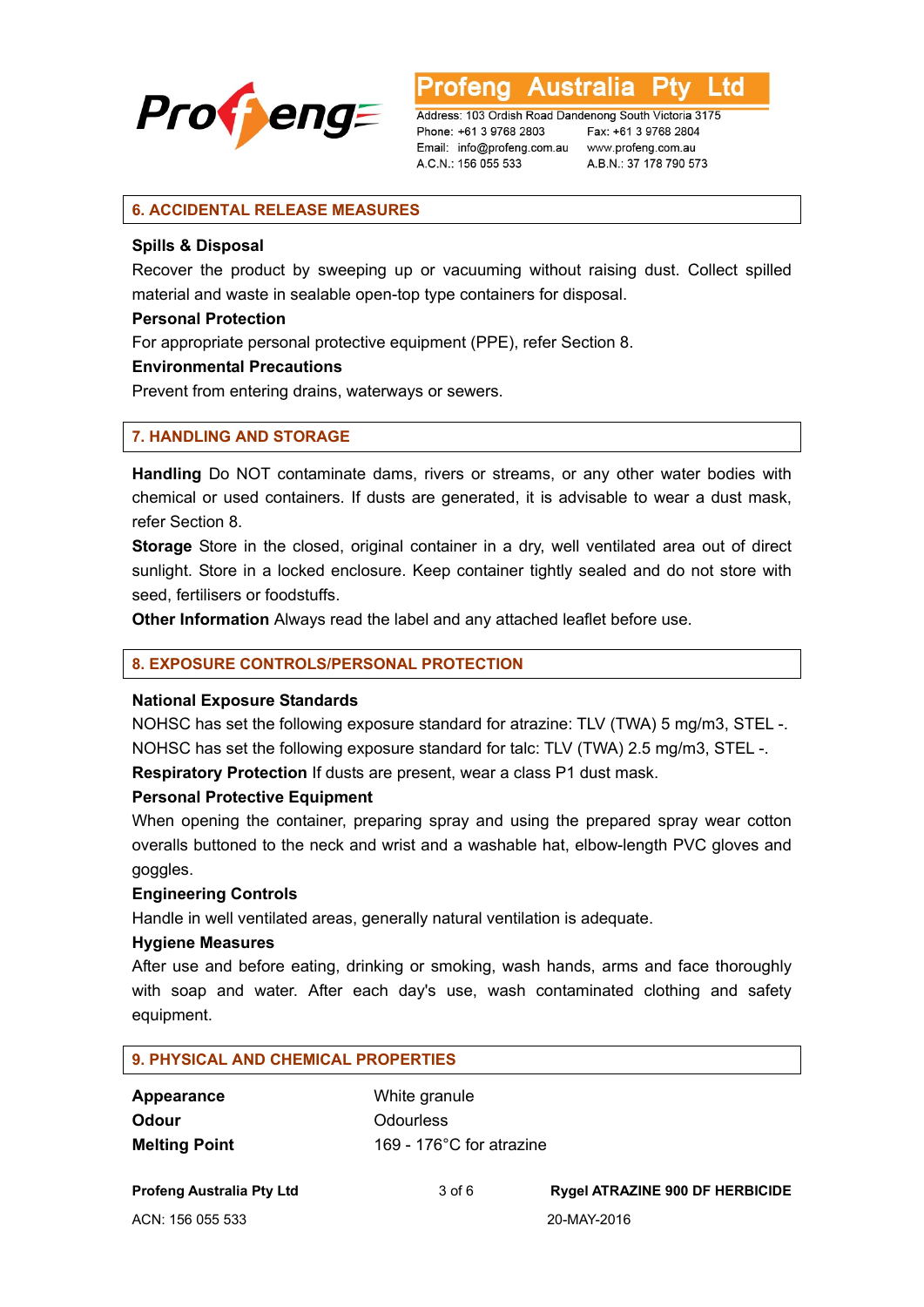## 6. ACCIDENTAL RELEASE MEASURES

**Spills & Disposal**

Recover the product by sweeping up or vacuuming without raising dust. Collect spilled material and waste in sealable open-top type containers for disposal.

**Personal Protection**

For appropriate personal protective equipment (PPE), refer Section 8.

**Environmental Precautions**

Prevent from entering drains, waterways or sewers.

## 7. HANDLING AND STORAGE

**Handling** Do NOT contaminate dams, rivers or streams, or any other water bodies with chemical or used containers. If dusts are generated, it is advisable to wear a dust mask, refer Section 8.

**Storage** Store in the closed, original container in a dry, well ventilated area out of direct sunlight. Store in a locked enclosure. Keep container tightly sealed and do not store with seed, fertilisers or foodstuffs.

**Other Information** Always read the label and any attached leaflet before use.

## 8. EXPOSURE CONTROLS/PERSONAL PROTECTION

**National Exposure Standards**

NOHSC has set the following exposure standard for atrazine: TLV (TWA) 5 mg/m3, STEL -.

NOHSC has set the following exposure standard for talc: TLV (TWA) 2.5 mg/m3, STEL -.

**Respiratory Protection** If dusts are present, wear a class P1 dust mask.

**Personal Protective Equipment**

When opening the container, preparing spray and using the prepared spray wear cotton overalls buttoned to the neck and wrist and a washable hat, elbow-length PVC gloves and goggles.

**Engineering Controls**

Handle in well ventilated areas, generally natural ventilation is adequate.

**Hygiene Measures**

After use and before eating, drinking or smoking, wash hands, arms and face thoroughly with soap and water. After each day's use, wash contaminated clothing and safety equipment.

## 9. PHYSICAL AND CHEMICAL PROPERTIES

| | |
|---|---|
| **Appearance** | White granule |
| **Odour** | Odourless |
| **Melting Point** | 169 - 176°C for atrazine |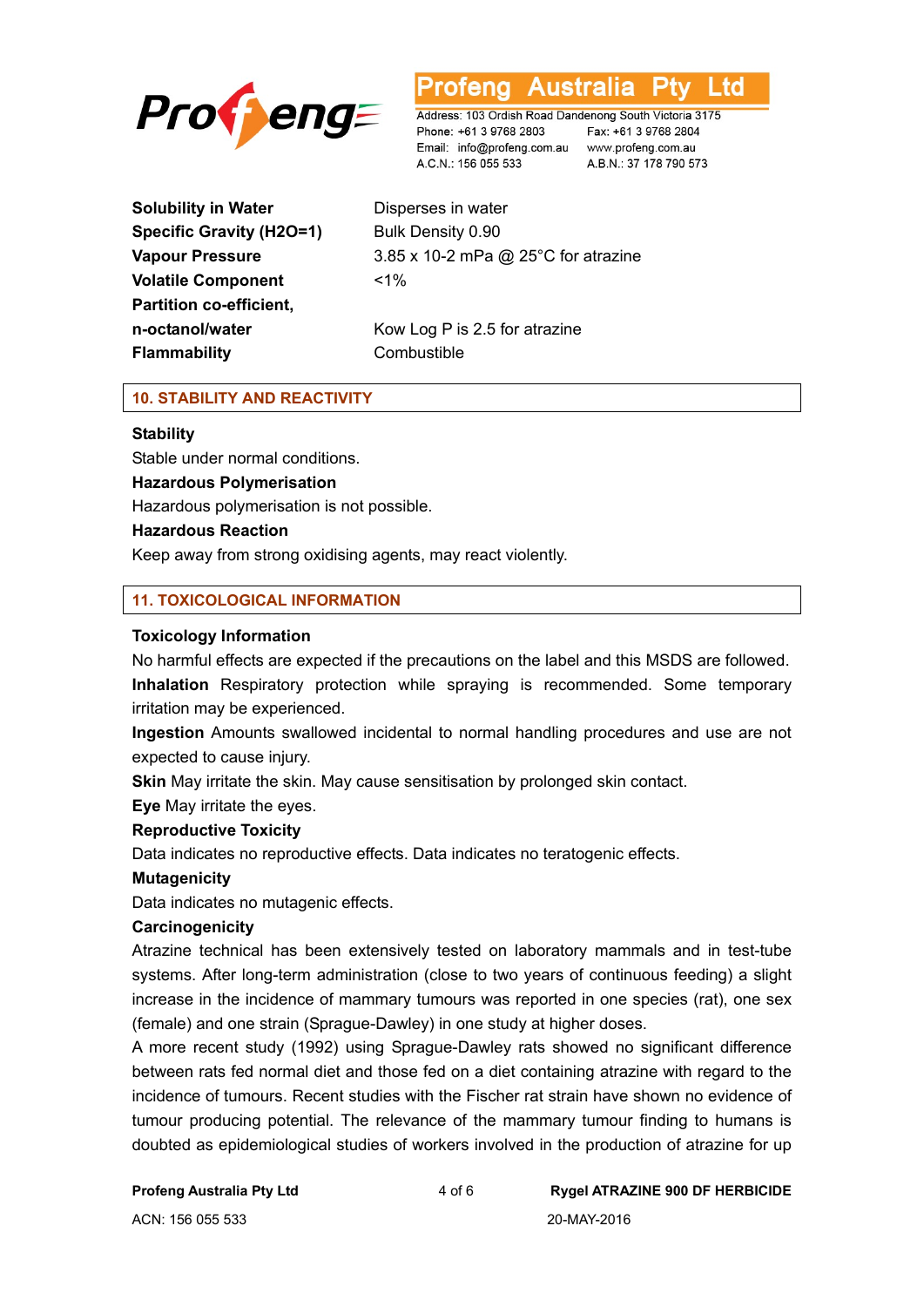| | |
|---|---|
| **Solubility in Water** | Disperses in water |
| **Specific Gravity (H2O=1)** | Bulk Density 0.90 |
| **Vapour Pressure** | 3.85 x 10-2 mPa @ 25°C for atrazine |
| **Volatile Component** | <1% |
| **Partition co-efficient, n-octanol/water** | Kow Log P is 2.5 for atrazine |
| **Flammability** | Combustible |

## 10. STABILITY AND REACTIVITY

**Stability**

Stable under normal conditions.

**Hazardous Polymerisation**

Hazardous polymerisation is not possible.

**Hazardous Reaction**

Keep away from strong oxidising agents, may react violently.

## 11. TOXICOLOGICAL INFORMATION

**Toxicology Information**

No harmful effects are expected if the precautions on the label and this MSDS are followed.

**Inhalation** Respiratory protection while spraying is recommended. Some temporary irritation may be experienced.

**Ingestion** Amounts swallowed incidental to normal handling procedures and use are not expected to cause injury.

**Skin** May irritate the skin. May cause sensitisation by prolonged skin contact.

**Eye** May irritate the eyes.

**Reproductive Toxicity**

Data indicates no reproductive effects. Data indicates no teratogenic effects.

**Mutagenicity**

Data indicates no mutagenic effects.

**Carcinogenicity**

Atrazine technical has been extensively tested on laboratory mammals and in test-tube systems. After long-term administration (close to two years of continuous feeding) a slight increase in the incidence of mammary tumours was reported in one species (rat), one sex (female) and one strain (Sprague-Dawley) in one study at higher doses.

A more recent study (1992) using Sprague-Dawley rats showed no significant difference between rats fed normal diet and those fed on a diet containing atrazine with regard to the incidence of tumours. Recent studies with the Fischer rat strain have shown no evidence of tumour producing potential. The relevance of the mammary tumour finding to humans is doubted as epidemiological studies of workers involved in the production of atrazine for up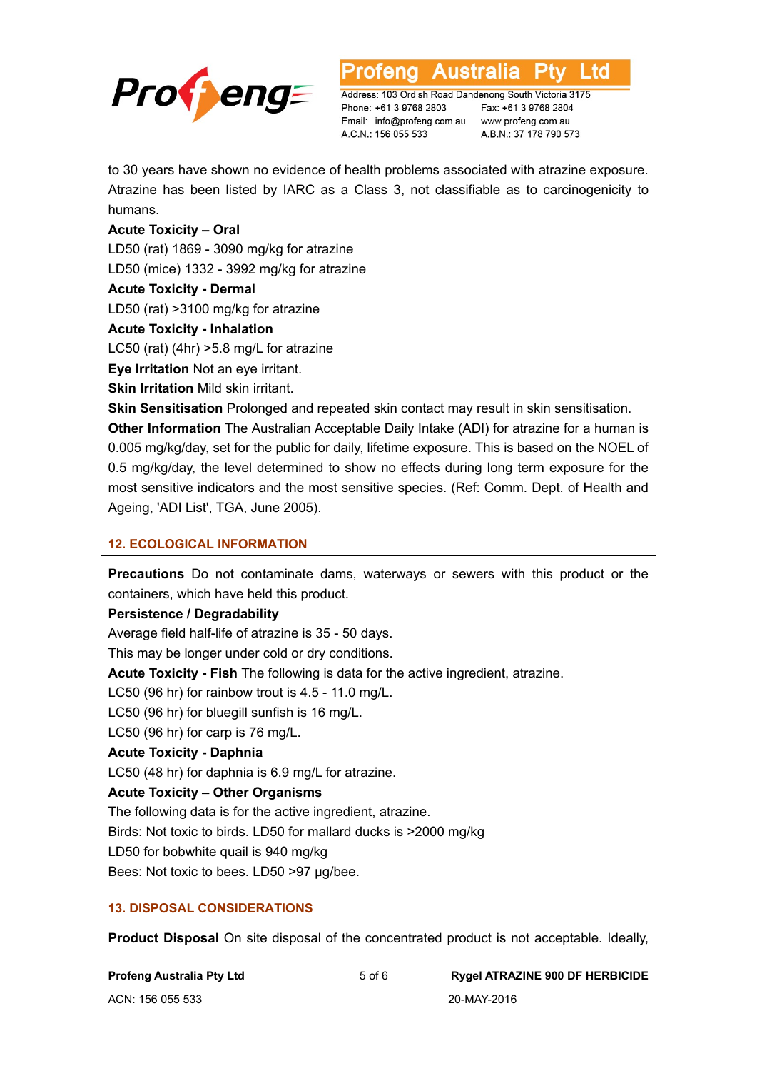to 30 years have shown no evidence of health problems associated with atrazine exposure. Atrazine has been listed by IARC as a Class 3, not classifiable as to carcinogenicity to humans.

**Acute Toxicity – Oral**

LD50 (rat) 1869 - 3090 mg/kg for atrazine

LD50 (mice) 1332 - 3992 mg/kg for atrazine

**Acute Toxicity - Dermal**

LD50 (rat) >3100 mg/kg for atrazine

**Acute Toxicity - Inhalation**

LC50 (rat) (4hr) >5.8 mg/L for atrazine

**Eye Irritation** Not an eye irritant.

**Skin Irritation** Mild skin irritant.

**Skin Sensitisation** Prolonged and repeated skin contact may result in skin sensitisation.

**Other Information** The Australian Acceptable Daily Intake (ADI) for atrazine for a human is 0.005 mg/kg/day, set for the public for daily, lifetime exposure. This is based on the NOEL of 0.5 mg/kg/day, the level determined to show no effects during long term exposure for the most sensitive indicators and the most sensitive species. (Ref: Comm. Dept. of Health and Ageing, 'ADI List', TGA, June 2005).

## 12. ECOLOGICAL INFORMATION

**Precautions** Do not contaminate dams, waterways or sewers with this product or the containers, which have held this product.

**Persistence / Degradability**

Average field half-life of atrazine is 35 - 50 days.

This may be longer under cold or dry conditions.

**Acute Toxicity - Fish** The following is data for the active ingredient, atrazine.

LC50 (96 hr) for rainbow trout is 4.5 - 11.0 mg/L.

LC50 (96 hr) for bluegill sunfish is 16 mg/L.

LC50 (96 hr) for carp is 76 mg/L.

**Acute Toxicity - Daphnia**

LC50 (48 hr) for daphnia is 6.9 mg/L for atrazine.

**Acute Toxicity – Other Organisms**

The following data is for the active ingredient, atrazine.

Birds: Not toxic to birds. LD50 for mallard ducks is >2000 mg/kg

LD50 for bobwhite quail is 940 mg/kg

Bees: Not toxic to bees. LD50 >97 µg/bee.

## 13. DISPOSAL CONSIDERATIONS

**Product Disposal** On site disposal of the concentrated product is not acceptable. Ideally,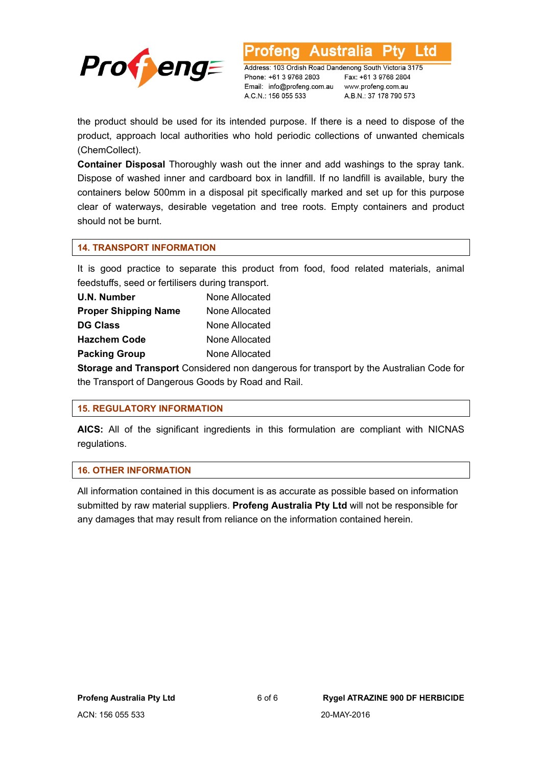the product should be used for its intended purpose. If there is a need to dispose of the product, approach local authorities who hold periodic collections of unwanted chemicals (ChemCollect).

**Container Disposal** Thoroughly wash out the inner and add washings to the spray tank. Dispose of washed inner and cardboard box in landfill. If no landfill is available, bury the containers below 500mm in a disposal pit specifically marked and set up for this purpose clear of waterways, desirable vegetation and tree roots. Empty containers and product should not be burnt.

## 14. TRANSPORT INFORMATION

It is good practice to separate this product from food, food related materials, animal feedstuffs, seed or fertilisers during transport.

| | |
|---|---|
| **U.N. Number** | None Allocated |
| **Proper Shipping Name** | None Allocated |
| **DG Class** | None Allocated |
| **Hazchem Code** | None Allocated |
| **Packing Group** | None Allocated |

**Storage and Transport** Considered non dangerous for transport by the Australian Code for the Transport of Dangerous Goods by Road and Rail.

## 15. REGULATORY INFORMATION

**AICS:** All of the significant ingredients in this formulation are compliant with NICNAS regulations.

## 16. OTHER INFORMATION

All information contained in this document is as accurate as possible based on information submitted by raw material suppliers. **Profeng Australia Pty Ltd** will not be responsible for any damages that may result from reliance on the information contained herein.